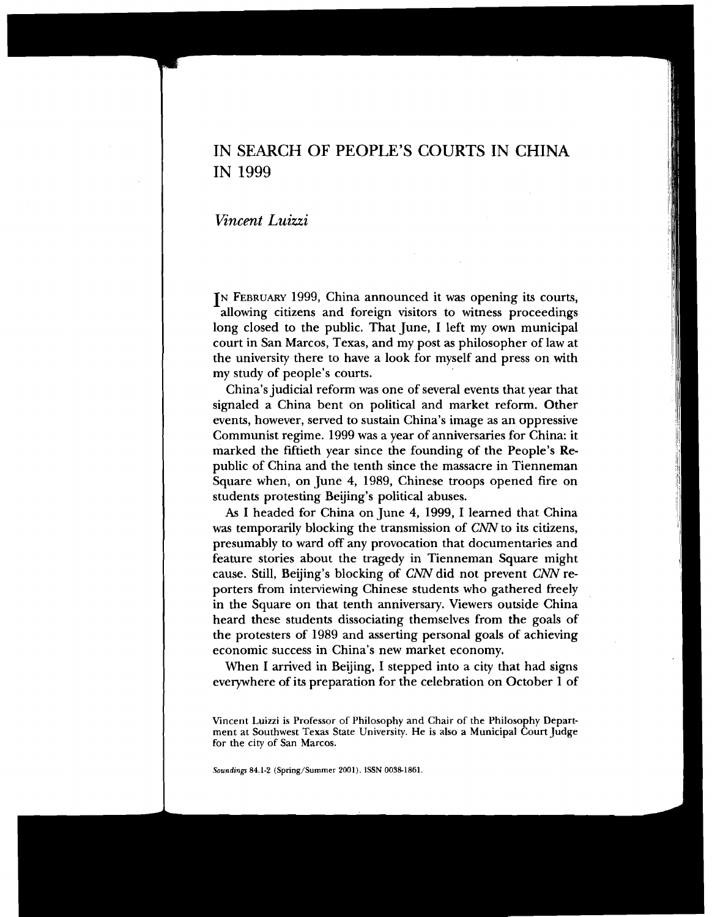# IN SEARCH OF PEOPLE'S COURTS IN CHINA IN 1999

*Vincent Luizzi*

IN FEBRUARY 1999, China announced it was opening its courts, allowing citizens and foreign visitors to witness proceedings long closed to the public. That June, I left my own municipal court in San Marcos, Texas, and my post as philosopher of law at the university there to have a look for myself and press on with my study of people's courts.

China's judicial reform was one of several events that year that signaled a China bent on political and market reform. Other events, however, served to sustain China's image as an oppressive Communist regime. 1999 was a year of anniversaries for China: it marked the fiftieth year since the founding of the People's Republic of China and the tenth since the massacre in Tienneman Square when, on June 4, 1989, Chinese troops opened fire on students protesting Beijing's political abuses.

As I headed for China on June 4, 1999, I learned that China was temporarily blocking the transmission of *CNN* to its citizens, presumably to ward off any provocation that documentaries and feature stories about the tragedy in Tienneman Square might cause. Still, Beijing's blocking of *CNN* did not prevent *CNN* reporters from interviewing Chinese students who gathered freely in the Square on that tenth anniversary. Viewers outside China heard these students dissociating themselves from the goals of the protesters of 1989 and asserting personal goals of achieving economic success in China's new market economy.

When I arrived in Beijing, I stepped into a city that had signs everywhere of its preparation for the celebration on October 1 of

Vincent Luizzi is Professor of Philosophy and Chair of the Philosophy Department at Southwest Texas State University. He is also a Municipal Court Judge for the city of San Marcos.

*Soundings* 84.1-2 (Spring/Summer 2001). ISSN 0038-1861.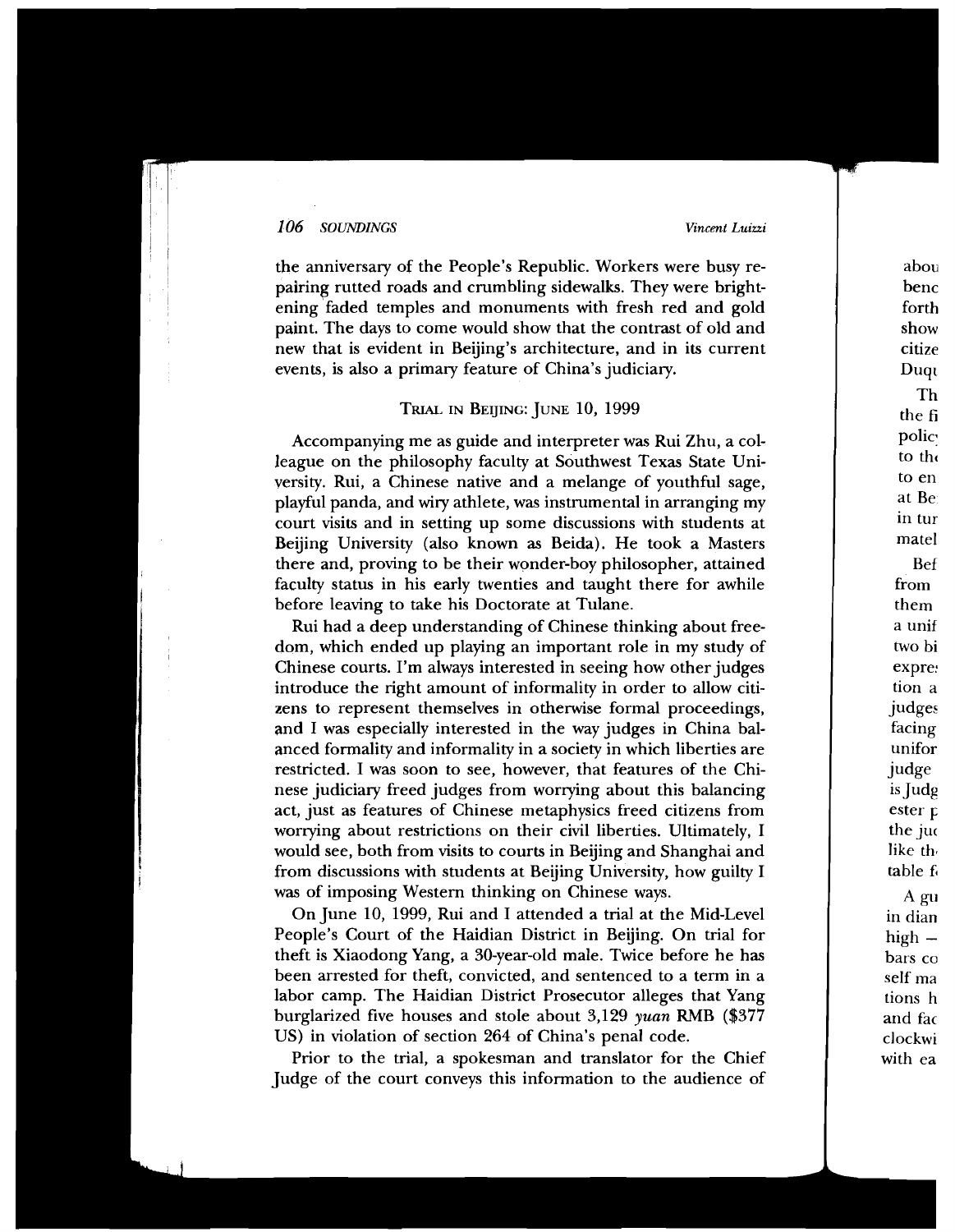the anniversary of the People's Republic. Workers were busy repairing rutted roads and crumbling sidewalks. They were brightening faded temples and monuments with fresh red and gold paint. The days to come would show that the contrast of old and new that is evident in Beijing's architecture, and in its current events, is also a primary feature of China's judiciary.

## Trial in Beijing: June 10, 1999

Accompanying me as guide and interpreter was Rui Zhu, a colleague on the philosophy faculty at Southwest Texas State University. Rui, a Chinese native and a melange of youthful sage, playful panda, and wiry athlete, was instrumental in arranging my court visits and in setting up some discussions with students at Beijing University (also known as Beida). He took a Masters there and, proving to be their wonder-boy philosopher, attained faculty status in his early twenties and taught there for awhile before leaving to take his Doctorate at Tulane.

Rui had a deep understanding of Chinese thinking about freedom, which ended up playing an important role in my study of Chinese courts. I'm always interested in seeing how other judges introduce the right amount of informality in order to allow citizens to represent themselves in otherwise formal proceedings, and I was especially interested in the way judges in China balanced formality and informality in a society in which liberties are restricted. I was soon to see, however, that features of the Chinese judiciary freed judges from worrying about this balancing act, just as features of Chinese metaphysics freed citizens from worrying about restrictions on their civil liberties. Ultimately, I would see, both from visits to courts in Beijing and Shanghai and from discussions with students at Beijing University, how guilty I was of imposing Western thinking on Chinese ways.

On June 10, 1999, Rui and I attended a trial at the Mid-Level People's Court of the Haidian District in Beijing. On trial for theft is Xiaodong Yang, a 30-year-old male. Twice before he has been arrested for theft, convicted, and sentenced to a term in a labor camp. The Haidian District Prosecutor alleges that Yang burglarized five houses and stole about 3,129 *yuan* RMB ($377 US) in violation of section 264 of China's penal code.

Prior to the trial, a spokesman and translator for the Chief Judge of the court conveys this information to the audience of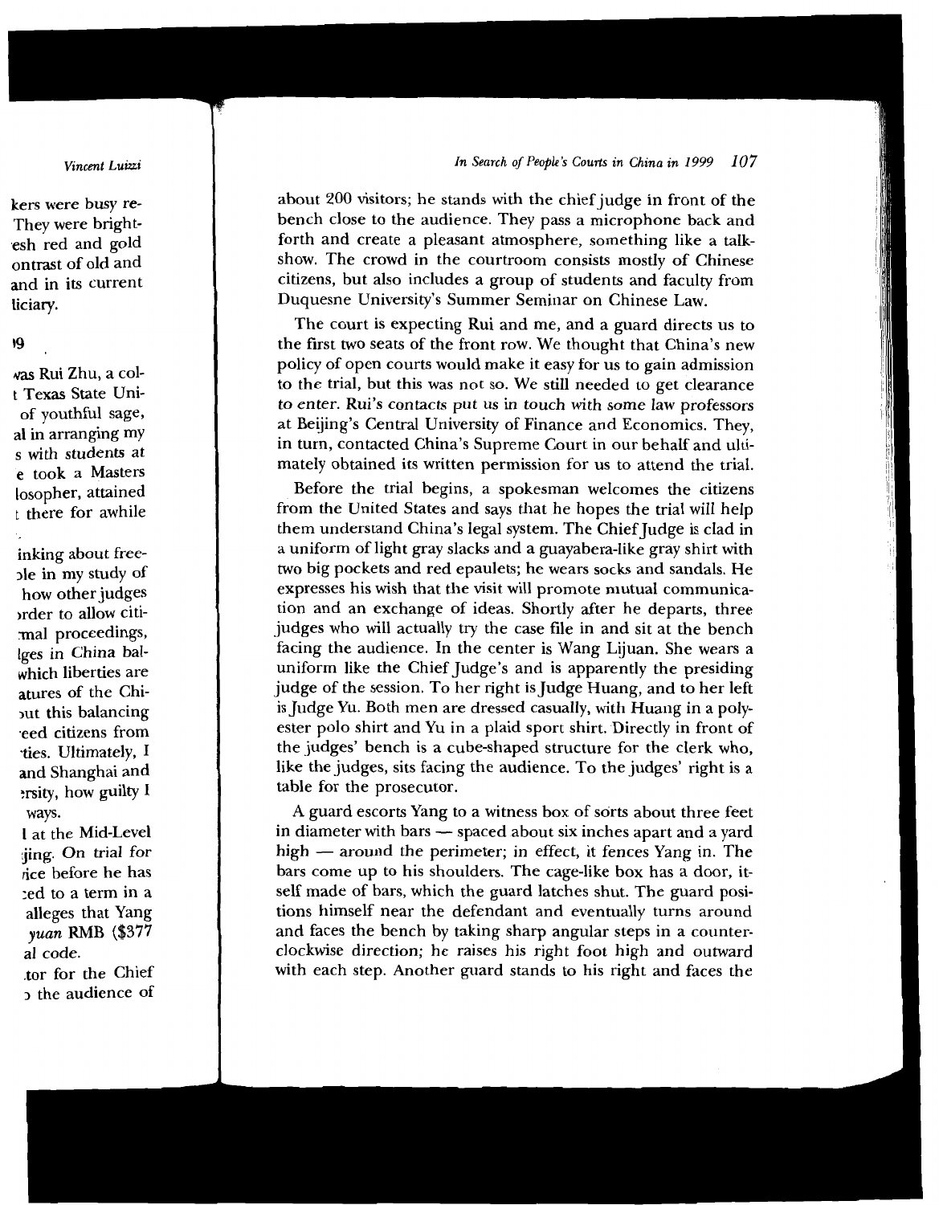about 200 visitors; he stands with the chief judge in front of the bench close to the audience. They pass a microphone back and forth and create a pleasant atmosphere, something like a talk-show. The crowd in the courtroom consists mostly of Chinese citizens, but also includes a group of students and faculty from Duquesne University's Summer Seminar on Chinese Law.

The court is expecting Rui and me, and a guard directs us to the first two seats of the front row. We thought that China's new policy of open courts would make it easy for us to gain admission to the trial, but this was not so. We still needed to get clearance to enter. Rui's contacts put us in touch with some law professors at Beijing's Central University of Finance and Economics. They, in turn, contacted China's Supreme Court in our behalf and ultimately obtained its written permission for us to attend the trial.

Before the trial begins, a spokesman welcomes the citizens from the United States and says that he hopes the trial will help them understand China's legal system. The Chief Judge is clad in a uniform of light gray slacks and a guayabera-like gray shirt with two big pockets and red epaulets; he wears socks and sandals. He expresses his wish that the visit will promote mutual communication and an exchange of ideas. Shortly after he departs, three judges who will actually try the case file in and sit at the bench facing the audience. In the center is Wang Lijuan. She wears a uniform like the Chief Judge's and is apparently the presiding judge of the session. To her right is Judge Huang, and to her left is Judge Yu. Both men are dressed casually, with Huang in a polyester polo shirt and Yu in a plaid sport shirt. Directly in front of the judges' bench is a cube-shaped structure for the clerk who, like the judges, sits facing the audience. To the judges' right is a table for the prosecutor.

A guard escorts Yang to a witness box of sorts about three feet in diameter with bars — spaced about six inches apart and a yard high — around the perimeter; in effect, it fences Yang in. The bars come up to his shoulders. The cage-like box has a door, itself made of bars, which the guard latches shut. The guard positions himself near the defendant and eventually turns around and faces the bench by taking sharp angular steps in a counter-clockwise direction; he raises his right foot high and outward with each step. Another guard stands to his right and faces the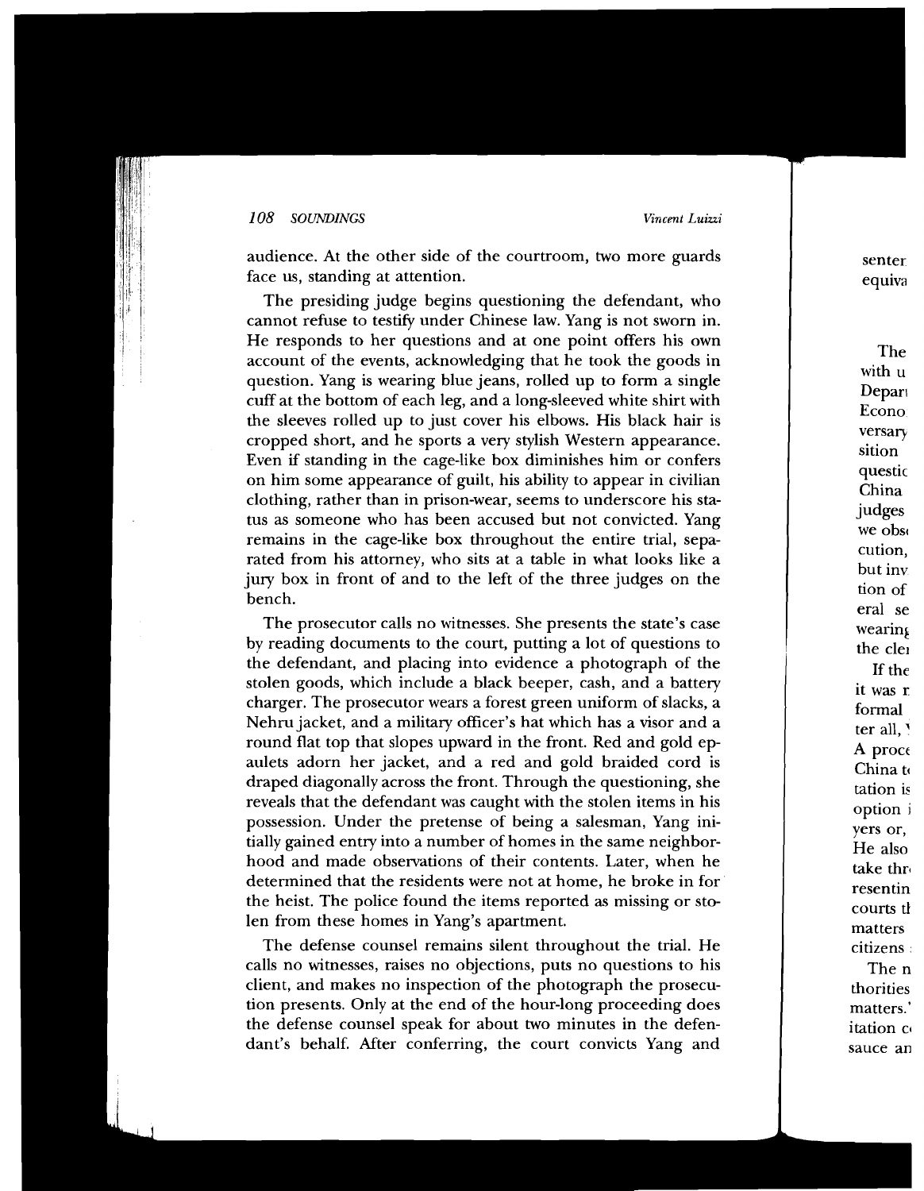audience. At the other side of the courtroom, two more guards face us, standing at attention.

The presiding judge begins questioning the defendant, who cannot refuse to testify under Chinese law. Yang is not sworn in. He responds to her questions and at one point offers his own account of the events, acknowledging that he took the goods in question. Yang is wearing blue jeans, rolled up to form a single cuff at the bottom of each leg, and a long-sleeved white shirt with the sleeves rolled up to just cover his elbows. His black hair is cropped short, and he sports a very stylish Western appearance. Even if standing in the cage-like box diminishes him or confers on him some appearance of guilt, his ability to appear in civilian clothing, rather than in prison-wear, seems to underscore his status as someone who has been accused but not convicted. Yang remains in the cage-like box throughout the entire trial, separated from his attorney, who sits at a table in what looks like a jury box in front of and to the left of the three judges on the bench.

The prosecutor calls no witnesses. She presents the state's case by reading documents to the court, putting a lot of questions to the defendant, and placing into evidence a photograph of the stolen goods, which include a black beeper, cash, and a battery charger. The prosecutor wears a forest green uniform of slacks, a Nehru jacket, and a military officer's hat which has a visor and a round flat top that slopes upward in the front. Red and gold epaulets adorn her jacket, and a red and gold braided cord is draped diagonally across the front. Through the questioning, she reveals that the defendant was caught with the stolen items in his possession. Under the pretense of being a salesman, Yang initially gained entry into a number of homes in the same neighborhood and made observations of their contents. Later, when he determined that the residents were not at home, he broke in for the heist. The police found the items reported as missing or stolen from these homes in Yang's apartment.

The defense counsel remains silent throughout the trial. He calls no witnesses, raises no objections, puts no questions to his client, and makes no inspection of the photograph the prosecution presents. Only at the end of the hour-long proceeding does the defense counsel speak for about two minutes in the defendant's behalf. After conferring, the court convicts Yang and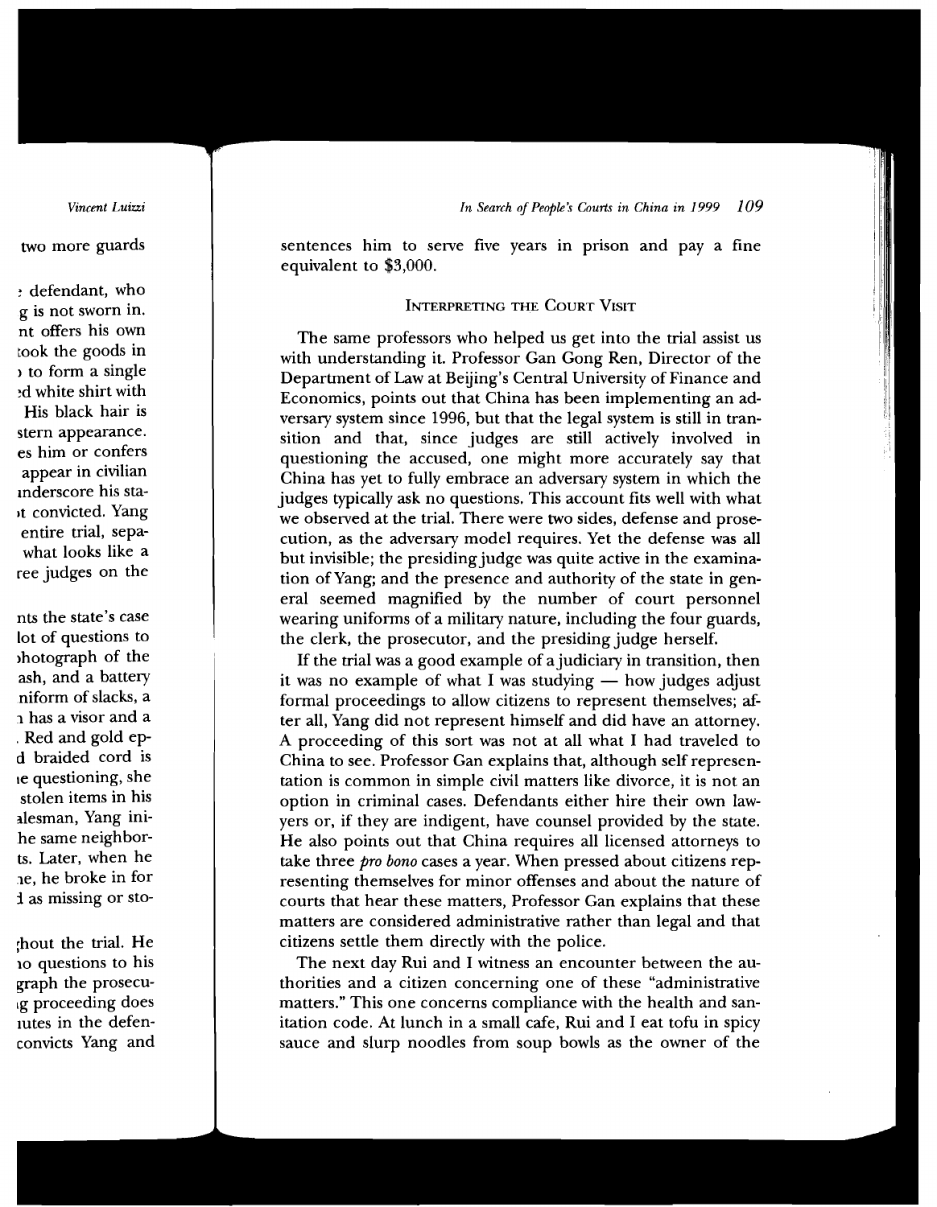sentences him to serve five years in prison and pay a fine equivalent to $3,000.

## Interpreting the Court Visit

The same professors who helped us get into the trial assist us with understanding it. Professor Gan Gong Ren, Director of the Department of Law at Beijing's Central University of Finance and Economics, points out that China has been implementing an adversary system since 1996, but that the legal system is still in transition and that, since judges are still actively involved in questioning the accused, one might more accurately say that China has yet to fully embrace an adversary system in which the judges typically ask no questions. This account fits well with what we observed at the trial. There were two sides, defense and prosecution, as the adversary model requires. Yet the defense was all but invisible; the presiding judge was quite active in the examination of Yang; and the presence and authority of the state in general seemed magnified by the number of court personnel wearing uniforms of a military nature, including the four guards, the clerk, the prosecutor, and the presiding judge herself.

If the trial was a good example of a judiciary in transition, then it was no example of what I was studying — how judges adjust formal proceedings to allow citizens to represent themselves; after all, Yang did not represent himself and did have an attorney. A proceeding of this sort was not at all what I had traveled to China to see. Professor Gan explains that, although self representation is common in simple civil matters like divorce, it is not an option in criminal cases. Defendants either hire their own lawyers or, if they are indigent, have counsel provided by the state. He also points out that China requires all licensed attorneys to take three *pro bono* cases a year. When pressed about citizens representing themselves for minor offenses and about the nature of courts that hear these matters, Professor Gan explains that these matters are considered administrative rather than legal and that citizens settle them directly with the police.

The next day Rui and I witness an encounter between the authorities and a citizen concerning one of these "administrative matters." This one concerns compliance with the health and sanitation code. At lunch in a small cafe, Rui and I eat tofu in spicy sauce and slurp noodles from soup bowls as the owner of the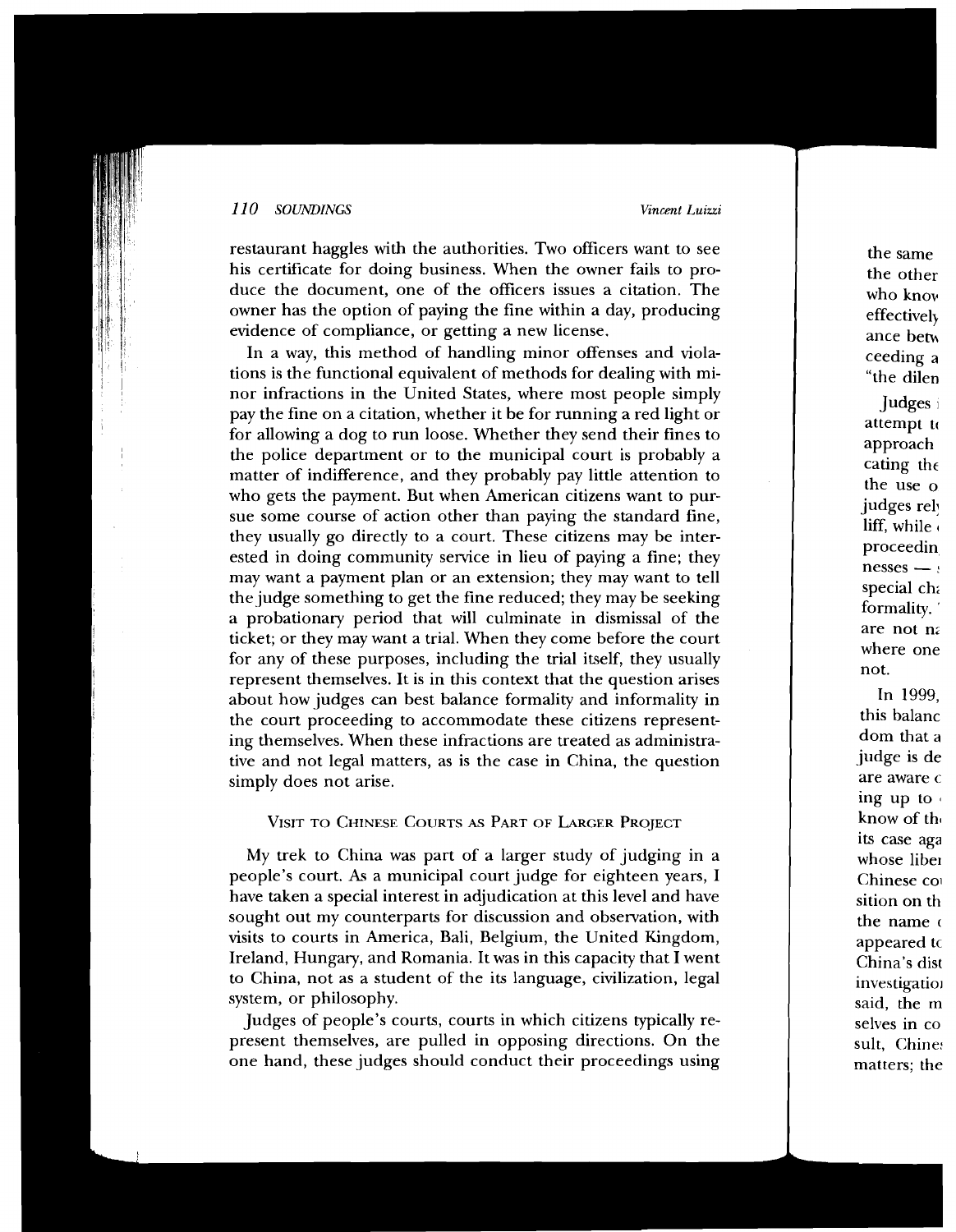restaurant haggles with the authorities. Two officers want to see his certificate for doing business. When the owner fails to produce the document, one of the officers issues a citation. The owner has the option of paying the fine within a day, producing evidence of compliance, or getting a new license.

In a way, this method of handling minor offenses and violations is the functional equivalent of methods for dealing with minor infractions in the United States, where most people simply pay the fine on a citation, whether it be for running a red light or for allowing a dog to run loose. Whether they send their fines to the police department or to the municipal court is probably a matter of indifference, and they probably pay little attention to who gets the payment. But when American citizens want to pursue some course of action other than paying the standard fine, they usually go directly to a court. These citizens may be interested in doing community service in lieu of paying a fine; they may want a payment plan or an extension; they may want to tell the judge something to get the fine reduced; they may be seeking a probationary period that will culminate in dismissal of the ticket; or they may want a trial. When they come before the court for any of these purposes, including the trial itself, they usually represent themselves. It is in this context that the question arises about how judges can best balance formality and informality in the court proceeding to accommodate these citizens representing themselves. When these infractions are treated as administrative and not legal matters, as is the case in China, the question simply does not arise.

## Visit to Chinese Courts as Part of Larger Project

My trek to China was part of a larger study of judging in a people's court. As a municipal court judge for eighteen years, I have taken a special interest in adjudication at this level and have sought out my counterparts for discussion and observation, with visits to courts in America, Bali, Belgium, the United Kingdom, Ireland, Hungary, and Romania. It was in this capacity that I went to China, not as a student of the its language, civilization, legal system, or philosophy.

Judges of people's courts, courts in which citizens typically represent themselves, are pulled in opposing directions. On the one hand, these judges should conduct their proceedings using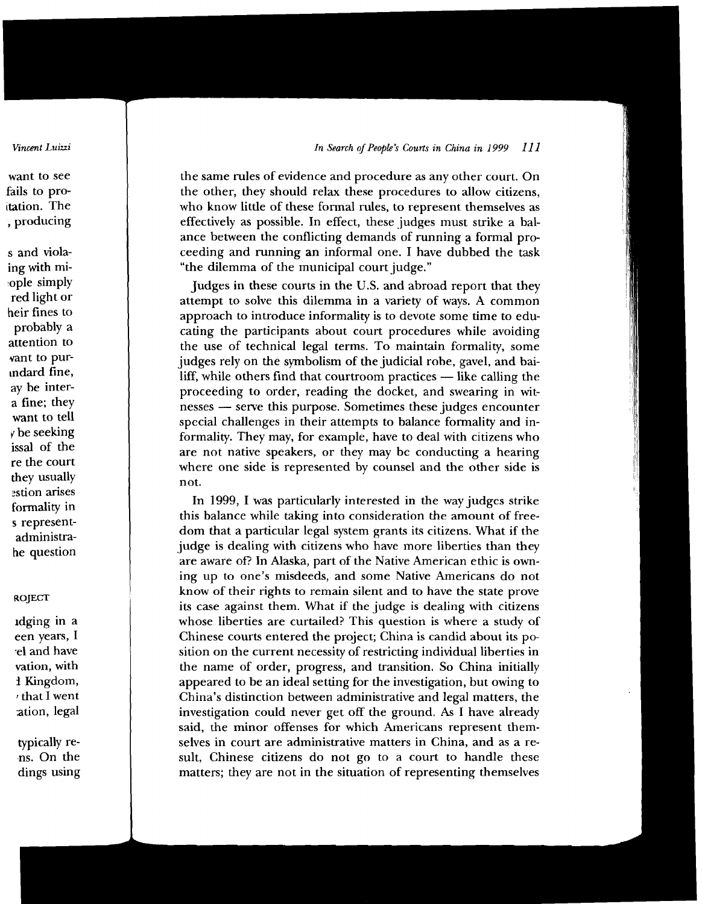the same rules of evidence and procedure as any other court. On the other, they should relax these procedures to allow citizens, who know little of these formal rules, to represent themselves as effectively as possible. In effect, these judges must strike a balance between the conflicting demands of running a formal proceeding and running an informal one. I have dubbed the task "the dilemma of the municipal court judge."

Judges in these courts in the U.S. and abroad report that they attempt to solve this dilemma in a variety of ways. A common approach to introduce informality is to devote some time to educating the participants about court procedures while avoiding the use of technical legal terms. To maintain formality, some judges rely on the symbolism of the judicial robe, gavel, and bailiff, while others find that courtroom practices — like calling the proceeding to order, reading the docket, and swearing in witnesses — serve this purpose. Sometimes these judges encounter special challenges in their attempts to balance formality and informality. They may, for example, have to deal with citizens who are not native speakers, or they may be conducting a hearing where one side is represented by counsel and the other side is not.

In 1999, I was particularly interested in the way judges strike this balance while taking into consideration the amount of freedom that a particular legal system grants its citizens. What if the judge is dealing with citizens who have more liberties than they are aware of? In Alaska, part of the Native American ethic is owning up to one's misdeeds, and some Native Americans do not know of their rights to remain silent and to have the state prove its case against them. What if the judge is dealing with citizens whose liberties are curtailed? This question is where a study of Chinese courts entered the project; China is candid about its position on the current necessity of restricting individual liberties in the name of order, progress, and transition. So China initially appeared to be an ideal setting for the investigation, but owing to China's distinction between administrative and legal matters, the investigation could never get off the ground. As I have already said, the minor offenses for which Americans represent themselves in court are administrative matters in China, and as a result, Chinese citizens do not go to a court to handle these matters; they are not in the situation of representing themselves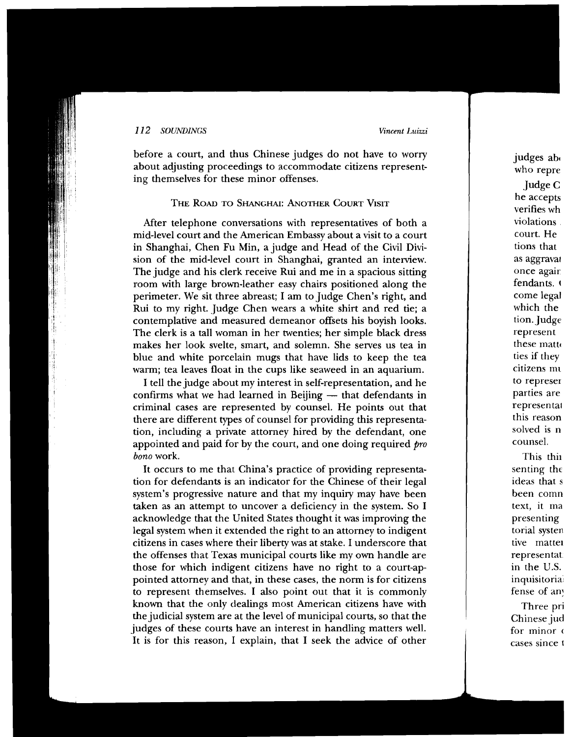before a court, and thus Chinese judges do not have to worry about adjusting proceedings to accommodate citizens representing themselves for these minor offenses.

### The Road to Shanghai: Another Court Visit

After telephone conversations with representatives of both a mid-level court and the American Embassy about a visit to a court in Shanghai, Chen Fu Min, a judge and Head of the Civil Division of the mid-level court in Shanghai, granted an interview. The judge and his clerk receive Rui and me in a spacious sitting room with large brown-leather easy chairs positioned along the perimeter. We sit three abreast; I am to Judge Chen's right, and Rui to my right. Judge Chen wears a white shirt and red tie; a contemplative and measured demeanor offsets his boyish looks. The clerk is a tall woman in her twenties; her simple black dress makes her look svelte, smart, and solemn. She serves us tea in blue and white porcelain mugs that have lids to keep the tea warm; tea leaves float in the cups like seaweed in an aquarium.

I tell the judge about my interest in self-representation, and he confirms what we had learned in Beijing — that defendants in criminal cases are represented by counsel. He points out that there are different types of counsel for providing this representation, including a private attorney hired by the defendant, one appointed and paid for by the court, and one doing required *pro bono* work.

It occurs to me that China's practice of providing representation for defendants is an indicator for the Chinese of their legal system's progressive nature and that my inquiry may have been taken as an attempt to uncover a deficiency in the system. So I acknowledge that the United States thought it was improving the legal system when it extended the right to an attorney to indigent citizens in cases where their liberty was at stake. I underscore that the offenses that Texas municipal courts like my own handle are those for which indigent citizens have no right to a court-appointed attorney and that, in these cases, the norm is for citizens to represent themselves. I also point out that it is commonly known that the only dealings most American citizens have with the judicial system are at the level of municipal courts, so that the judges of these courts have an interest in handling matters well. It is for this reason, I explain, that I seek the advice of other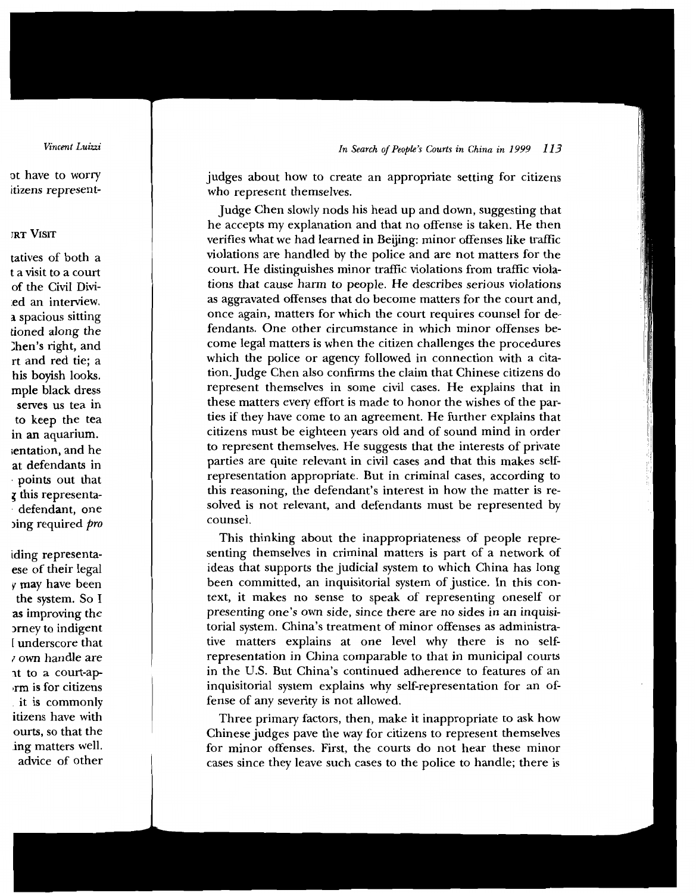judges about how to create an appropriate setting for citizens who represent themselves.

Judge Chen slowly nods his head up and down, suggesting that he accepts my explanation and that no offense is taken. He then verifies what we had learned in Beijing: minor offenses like traffic violations are handled by the police and are not matters for the court. He distinguishes minor traffic violations from traffic violations that cause harm to people. He describes serious violations as aggravated offenses that do become matters for the court and, once again, matters for which the court requires counsel for defendants. One other circumstance in which minor offenses become legal matters is when the citizen challenges the procedures which the police or agency followed in connection with a citation. Judge Chen also confirms the claim that Chinese citizens do represent themselves in some civil cases. He explains that in these matters every effort is made to honor the wishes of the parties if they have come to an agreement. He further explains that citizens must be eighteen years old and of sound mind in order to represent themselves. He suggests that the interests of private parties are quite relevant in civil cases and that this makes self-representation appropriate. But in criminal cases, according to this reasoning, the defendant's interest in how the matter is resolved is not relevant, and defendants must be represented by counsel.

This thinking about the inappropriateness of people representing themselves in criminal matters is part of a network of ideas that supports the judicial system to which China has long been committed, an inquisitorial system of justice. In this context, it makes no sense to speak of representing oneself or presenting one's own side, since there are no sides in an inquisitorial system. China's treatment of minor offenses as administrative matters explains at one level why there is no self-representation in China comparable to that in municipal courts in the U.S. But China's continued adherence to features of an inquisitorial system explains why self-representation for an offense of any severity is not allowed.

Three primary factors, then, make it inappropriate to ask how Chinese judges pave the way for citizens to represent themselves for minor offenses. First, the courts do not hear these minor cases since they leave such cases to the police to handle; there is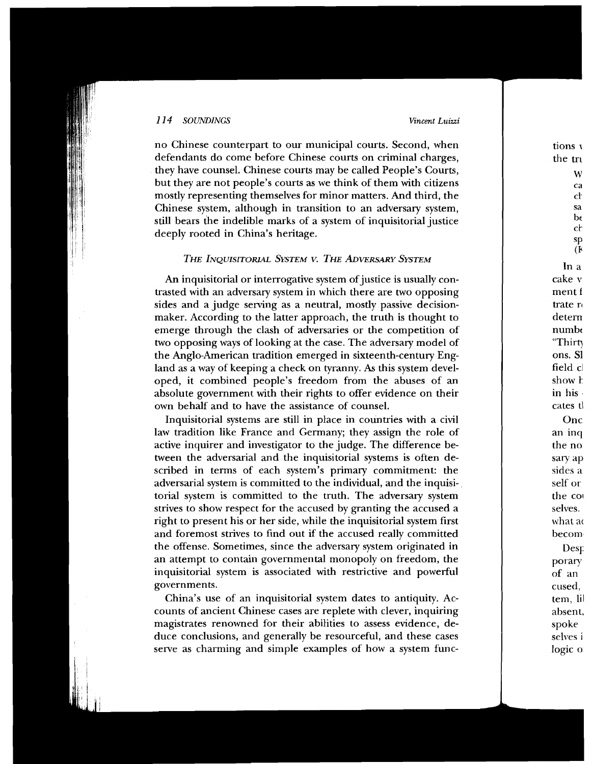no Chinese counterpart to our municipal courts. Second, when defendants do come before Chinese courts on criminal charges, they have counsel. Chinese courts may be called People's Courts, but they are not people's courts as we think of them with citizens mostly representing themselves for minor matters. And third, the Chinese system, although in transition to an adversary system, still bears the indelible marks of a system of inquisitorial justice deeply rooted in China's heritage.

### *The Inquisitorial System v. The Adversary System*

An inquisitorial or interrogative system of justice is usually contrasted with an adversary system in which there are two opposing sides and a judge serving as a neutral, mostly passive decision-maker. According to the latter approach, the truth is thought to emerge through the clash of adversaries or the competition of two opposing ways of looking at the case. The adversary model of the Anglo-American tradition emerged in sixteenth-century England as a way of keeping a check on tyranny. As this system developed, it combined people's freedom from the abuses of an absolute government with their rights to offer evidence on their own behalf and to have the assistance of counsel.

Inquisitorial systems are still in place in countries with a civil law tradition like France and Germany; they assign the role of active inquirer and investigator to the judge. The difference between the adversarial and the inquisitorial systems is often described in terms of each system's primary commitment: the adversarial system is committed to the individual, and the inquisitorial system is committed to the truth. The adversary system strives to show respect for the accused by granting the accused a right to present his or her side, while the inquisitorial system first and foremost strives to find out if the accused really committed the offense. Sometimes, since the adversary system originated in an attempt to contain governmental monopoly on freedom, the inquisitorial system is associated with restrictive and powerful governments.

China's use of an inquisitorial system dates to antiquity. Accounts of ancient Chinese cases are replete with clever, inquiring magistrates renowned for their abilities to assess evidence, deduce conclusions, and generally be resourceful, and these cases serve as charming and simple examples of how a system func-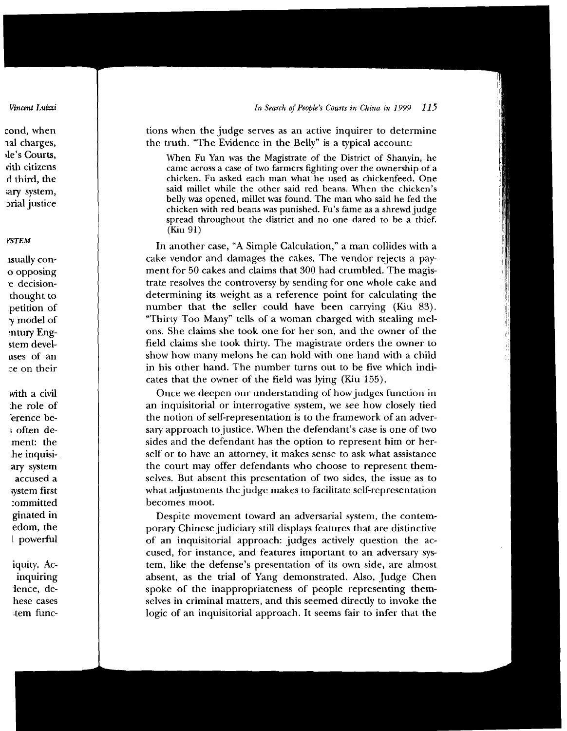tions when the judge serves as an active inquirer to determine the truth. "The Evidence in the Belly" is a typical account:

> When Fu Yan was the Magistrate of the District of Shanyin, he came across a case of two farmers fighting over the ownership of a chicken. Fu asked each man what he used as chickenfeed. One said millet while the other said red beans. When the chicken's belly was opened, millet was found. The man who said he fed the chicken with red beans was punished. Fu's fame as a shrewd judge spread throughout the district and no one dared to be a thief. (Kiu 91)

In another case, "A Simple Calculation," a man collides with a cake vendor and damages the cakes. The vendor rejects a payment for 50 cakes and claims that 300 had crumbled. The magistrate resolves the controversy by sending for one whole cake and determining its weight as a reference point for calculating the number that the seller could have been carrying (Kiu 83). "Thirty Too Many" tells of a woman charged with stealing melons. She claims she took one for her son, and the owner of the field claims she took thirty. The magistrate orders the owner to show how many melons he can hold with one hand with a child in his other hand. The number turns out to be five which indicates that the owner of the field was lying (Kiu 155).

Once we deepen our understanding of how judges function in an inquisitorial or interrogative system, we see how closely tied the notion of self-representation is to the framework of an adversary approach to justice. When the defendant's case is one of two sides and the defendant has the option to represent him or herself or to have an attorney, it makes sense to ask what assistance the court may offer defendants who choose to represent themselves. But absent this presentation of two sides, the issue as to what adjustments the judge makes to facilitate self-representation becomes moot.

Despite movement toward an adversarial system, the contemporary Chinese judiciary still displays features that are distinctive of an inquisitorial approach: judges actively question the accused, for instance, and features important to an adversary system, like the defense's presentation of its own side, are almost absent, as the trial of Yang demonstrated. Also, Judge Chen spoke of the inappropriateness of people representing themselves in criminal matters, and this seemed directly to invoke the logic of an inquisitorial approach. It seems fair to infer that the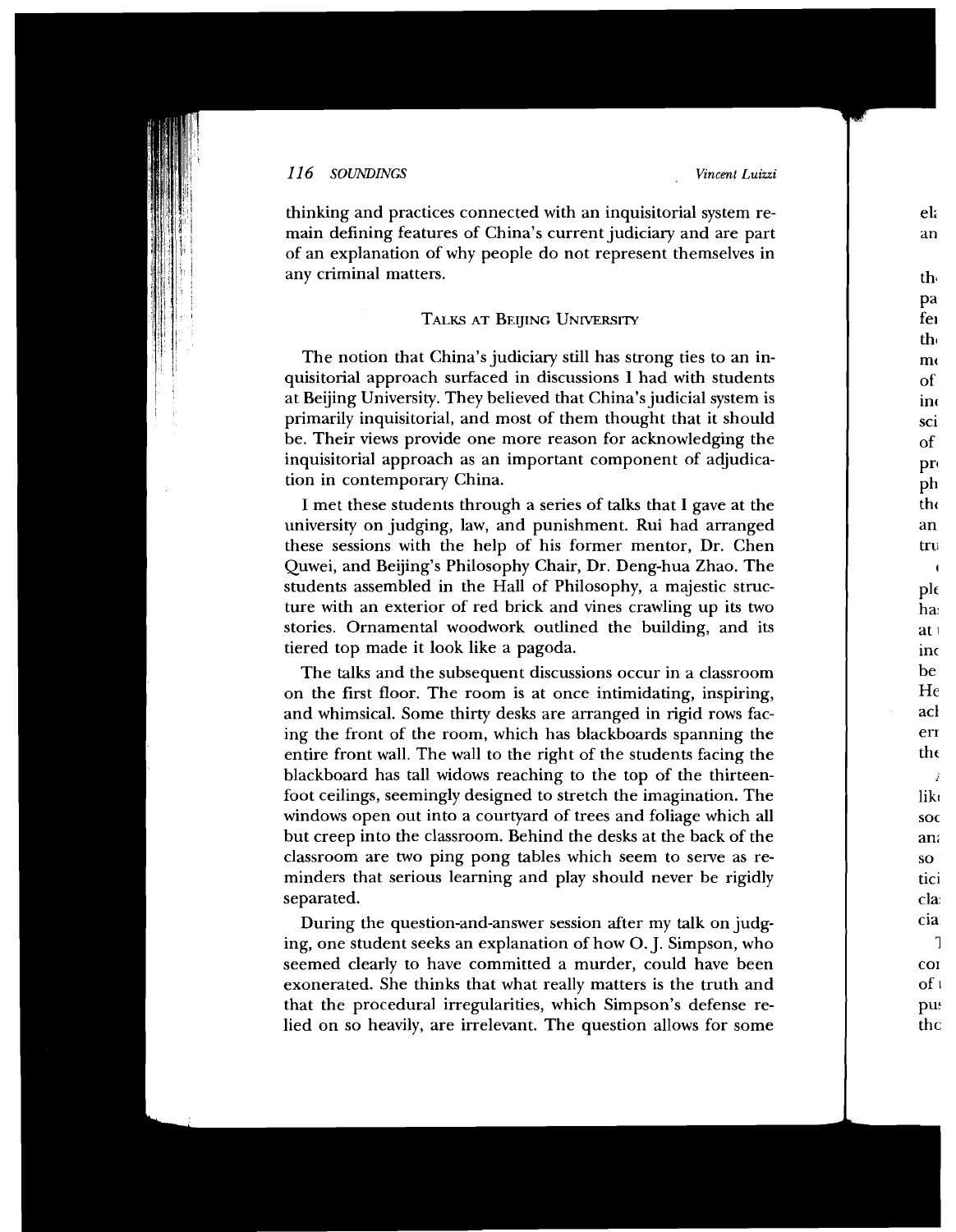thinking and practices connected with an inquisitorial system remain defining features of China's current judiciary and are part of an explanation of why people do not represent themselves in any criminal matters.

## Talks at Beijing University

The notion that China's judiciary still has strong ties to an inquisitorial approach surfaced in discussions I had with students at Beijing University. They believed that China's judicial system is primarily inquisitorial, and most of them thought that it should be. Their views provide one more reason for acknowledging the inquisitorial approach as an important component of adjudication in contemporary China.

I met these students through a series of talks that I gave at the university on judging, law, and punishment. Rui had arranged these sessions with the help of his former mentor, Dr. Chen Quwei, and Beijing's Philosophy Chair, Dr. Deng-hua Zhao. The students assembled in the Hall of Philosophy, a majestic structure with an exterior of red brick and vines crawling up its two stories. Ornamental woodwork outlined the building, and its tiered top made it look like a pagoda.

The talks and the subsequent discussions occur in a classroom on the first floor. The room is at once intimidating, inspiring, and whimsical. Some thirty desks are arranged in rigid rows facing the front of the room, which has blackboards spanning the entire front wall. The wall to the right of the students facing the blackboard has tall widows reaching to the top of the thirteen-foot ceilings, seemingly designed to stretch the imagination. The windows open out into a courtyard of trees and foliage which all but creep into the classroom. Behind the desks at the back of the classroom are two ping pong tables which seem to serve as reminders that serious learning and play should never be rigidly separated.

During the question-and-answer session after my talk on judging, one student seeks an explanation of how O. J. Simpson, who seemed clearly to have committed a murder, could have been exonerated. She thinks that what really matters is the truth and that the procedural irregularities, which Simpson's defense relied on so heavily, are irrelevant. The question allows for some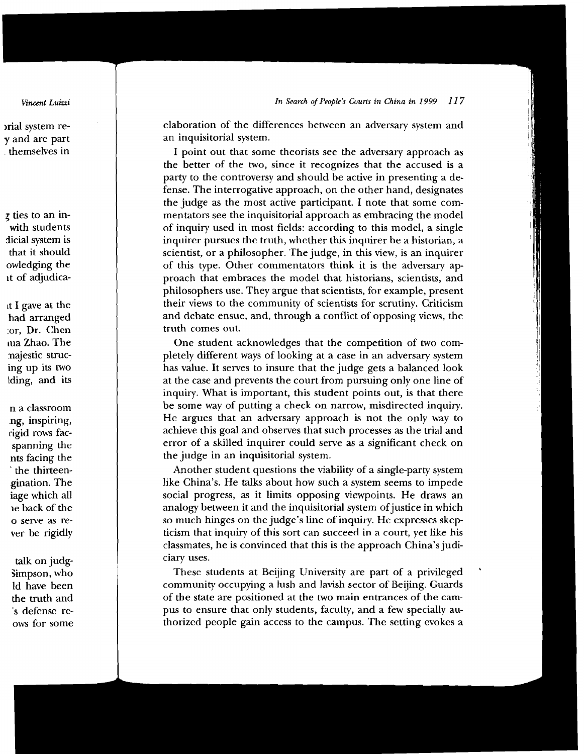elaboration of the differences between an adversary system and an inquisitorial system.

I point out that some theorists see the adversary approach as the better of the two, since it recognizes that the accused is a party to the controversy and should be active in presenting a defense. The interrogative approach, on the other hand, designates the judge as the most active participant. I note that some commentators see the inquisitorial approach as embracing the model of inquiry used in most fields: according to this model, a single inquirer pursues the truth, whether this inquirer be a historian, a scientist, or a philosopher. The judge, in this view, is an inquirer of this type. Other commentators think it is the adversary approach that embraces the model that historians, scientists, and philosophers use. They argue that scientists, for example, present their views to the community of scientists for scrutiny. Criticism and debate ensue, and, through a conflict of opposing views, the truth comes out.

One student acknowledges that the competition of two completely different ways of looking at a case in an adversary system has value. It serves to insure that the judge gets a balanced look at the case and prevents the court from pursuing only one line of inquiry. What is important, this student points out, is that there be some way of putting a check on narrow, misdirected inquiry. He argues that an adversary approach is not the only way to achieve this goal and observes that such processes as the trial and error of a skilled inquirer could serve as a significant check on the judge in an inquisitorial system.

Another student questions the viability of a single-party system like China's. He talks about how such a system seems to impede social progress, as it limits opposing viewpoints. He draws an analogy between it and the inquisitorial system of justice in which so much hinges on the judge's line of inquiry. He expresses skepticism that inquiry of this sort can succeed in a court, yet like his classmates, he is convinced that this is the approach China's judiciary uses.

These students at Beijing University are part of a privileged community occupying a lush and lavish sector of Beijing. Guards of the state are positioned at the two main entrances of the campus to ensure that only students, faculty, and a few specially authorized people gain access to the campus. The setting evokes a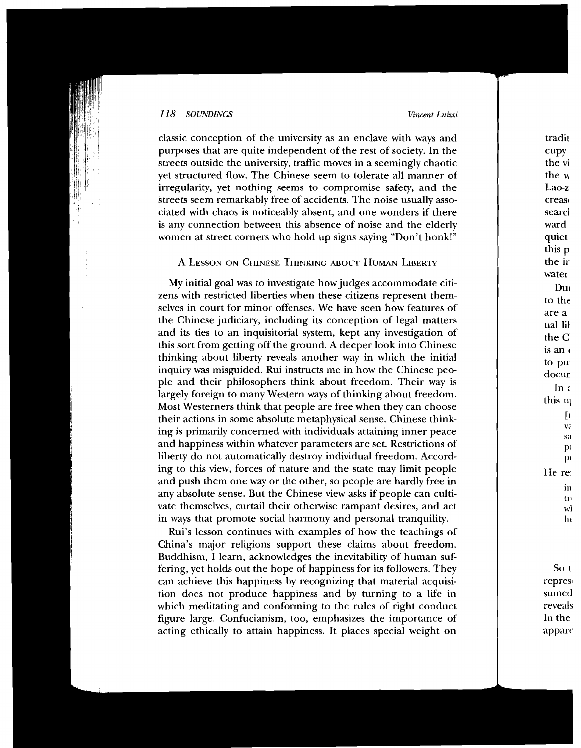classic conception of the university as an enclave with ways and purposes that are quite independent of the rest of society. In the streets outside the university, traffic moves in a seemingly chaotic yet structured flow. The Chinese seem to tolerate all manner of irregularity, yet nothing seems to compromise safety, and the streets seem remarkably free of accidents. The noise usually associated with chaos is noticeably absent, and one wonders if there is any connection between this absence of noise and the elderly women at street corners who hold up signs saying "Don't honk!"

## A Lesson on Chinese Thinking about Human Liberty

My initial goal was to investigate how judges accommodate citizens with restricted liberties when these citizens represent themselves in court for minor offenses. We have seen how features of the Chinese judiciary, including its conception of legal matters and its ties to an inquisitorial system, kept any investigation of this sort from getting off the ground. A deeper look into Chinese thinking about liberty reveals another way in which the initial inquiry was misguided. Rui instructs me in how the Chinese people and their philosophers think about freedom. Their way is largely foreign to many Western ways of thinking about freedom. Most Westerners think that people are free when they can choose their actions in some absolute metaphysical sense. Chinese thinking is primarily concerned with individuals attaining inner peace and happiness within whatever parameters are set. Restrictions of liberty do not automatically destroy individual freedom. According to this view, forces of nature and the state may limit people and push them one way or the other, so people are hardly free in any absolute sense. But the Chinese view asks if people can cultivate themselves, curtail their otherwise rampant desires, and act in ways that promote social harmony and personal tranquility.

Rui's lesson continues with examples of how the teachings of China's major religions support these claims about freedom. Buddhism, I learn, acknowledges the inevitability of human suffering, yet holds out the hope of happiness for its followers. They can achieve this happiness by recognizing that material acquisition does not produce happiness and by turning to a life in which meditating and conforming to the rules of right conduct figure large. Confucianism, too, emphasizes the importance of acting ethically to attain happiness. It places special weight on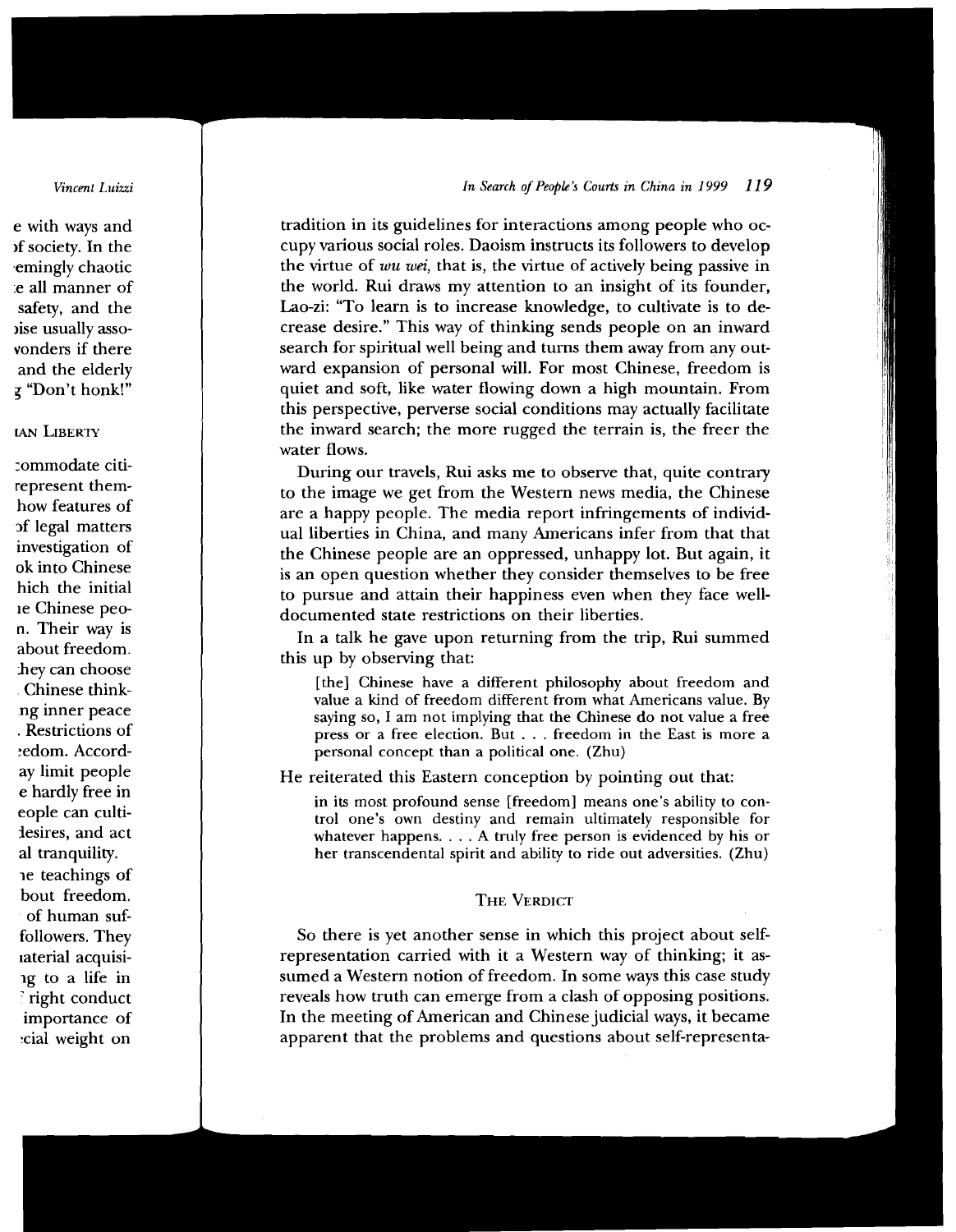tradition in its guidelines for interactions among people who occupy various social roles. Daoism instructs its followers to develop the virtue of *wu wei*, that is, the virtue of actively being passive in the world. Rui draws my attention to an insight of its founder, Lao-zi: "To learn is to increase knowledge, to cultivate is to decrease desire." This way of thinking sends people on an inward search for spiritual well being and turns them away from any outward expansion of personal will. For most Chinese, freedom is quiet and soft, like water flowing down a high mountain. From this perspective, perverse social conditions may actually facilitate the inward search; the more rugged the terrain is, the freer the water flows.

During our travels, Rui asks me to observe that, quite contrary to the image we get from the Western news media, the Chinese are a happy people. The media report infringements of individual liberties in China, and many Americans infer from that that the Chinese people are an oppressed, unhappy lot. But again, it is an open question whether they consider themselves to be free to pursue and attain their happiness even when they face well-documented state restrictions on their liberties.

In a talk he gave upon returning from the trip, Rui summed this up by observing that:

> [the] Chinese have a different philosophy about freedom and value a kind of freedom different from what Americans value. By saying so, I am not implying that the Chinese do not value a free press or a free election. But . . . freedom in the East is more a personal concept than a political one. (Zhu)

He reiterated this Eastern conception by pointing out that:

> in its most profound sense [freedom] means one's ability to control one's own destiny and remain ultimately responsible for whatever happens. . . . A truly free person is evidenced by his or her transcendental spirit and ability to ride out adversities. (Zhu)

## The Verdict

So there is yet another sense in which this project about self-representation carried with it a Western way of thinking; it assumed a Western notion of freedom. In some ways this case study reveals how truth can emerge from a clash of opposing positions. In the meeting of American and Chinese judicial ways, it became apparent that the problems and questions about self-representa-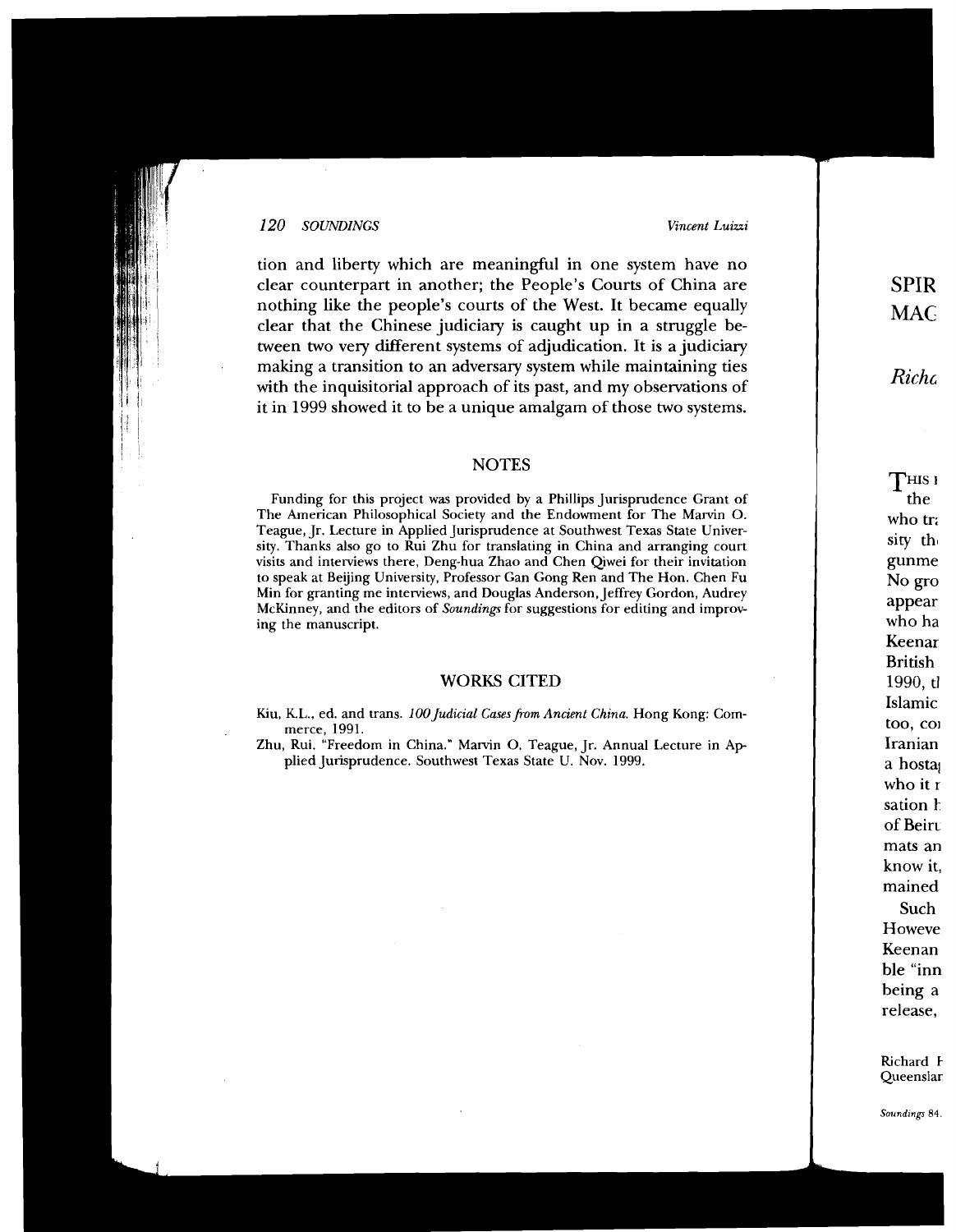tion and liberty which are meaningful in one system have no clear counterpart in another; the People's Courts of China are nothing like the people's courts of the West. It became equally clear that the Chinese judiciary is caught up in a struggle between two very different systems of adjudication. It is a judiciary making a transition to an adversary system while maintaining ties with the inquisitorial approach of its past, and my observations of it in 1999 showed it to be a unique amalgam of those two systems.

## NOTES

Funding for this project was provided by a Phillips Jurisprudence Grant of The American Philosophical Society and the Endowment for The Marvin O. Teague, Jr. Lecture in Applied Jurisprudence at Southwest Texas State University. Thanks also go to Rui Zhu for translating in China and arranging court visits and interviews there, Deng-hua Zhao and Chen Qiwei for their invitation to speak at Beijing University, Professor Gan Gong Ren and The Hon. Chen Fu Min for granting me interviews, and Douglas Anderson, Jeffrey Gordon, Audrey McKinney, and the editors of *Soundings* for suggestions for editing and improving the manuscript.

## WORKS CITED

Kiu, K.L., ed. and trans. *100 Judicial Cases from Ancient China.* Hong Kong: Commerce, 1991.

Zhu, Rui. "Freedom in China." Marvin O. Teague, Jr. Annual Lecture in Applied Jurisprudence. Southwest Texas State U. Nov. 1999.